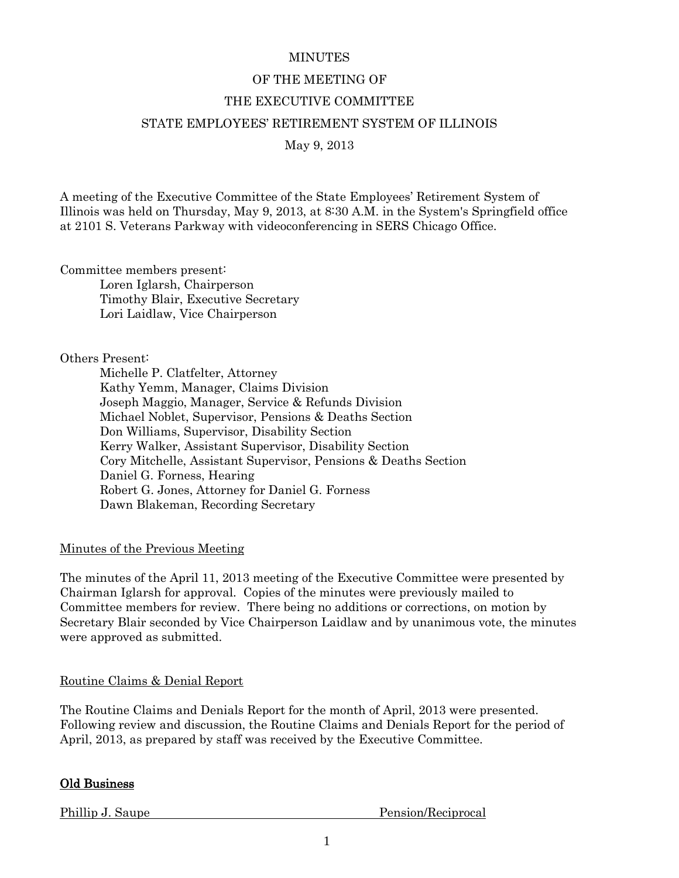# MINUTES
# OF THE MEETING OF
# THE EXECUTIVE COMMITTEE
# STATE EMPLOYEES' RETIREMENT SYSTEM OF ILLINOIS

May 9, 2013

A meeting of the Executive Committee of the State Employees' Retirement System of Illinois was held on Thursday, May 9, 2013, at 8:30 A.M. in the System's Springfield office at 2101 S. Veterans Parkway with videoconferencing in SERS Chicago Office.

Committee members present:

- Loren Iglarsh, Chairperson
- Timothy Blair, Executive Secretary
- Lori Laidlaw, Vice Chairperson

Others Present:

- Michelle P. Clatfelter, Attorney
- Kathy Yemm, Manager, Claims Division
- Joseph Maggio, Manager, Service & Refunds Division
- Michael Noblet, Supervisor, Pensions & Deaths Section
- Don Williams, Supervisor, Disability Section
- Kerry Walker, Assistant Supervisor, Disability Section
- Cory Mitchelle, Assistant Supervisor, Pensions & Deaths Section
- Daniel G. Forness, Hearing
- Robert G. Jones, Attorney for Daniel G. Forness
- Dawn Blakeman, Recording Secretary

## Minutes of the Previous Meeting

The minutes of the April 11, 2013 meeting of the Executive Committee were presented by Chairman Iglarsh for approval. Copies of the minutes were previously mailed to Committee members for review. There being no additions or corrections, on motion by Secretary Blair seconded by Vice Chairperson Laidlaw and by unanimous vote, the minutes were approved as submitted.

## Routine Claims & Denial Report

The Routine Claims and Denials Report for the month of April, 2013 were presented. Following review and discussion, the Routine Claims and Denials Report for the period of April, 2013, as prepared by staff was received by the Executive Committee.

## **Old Business**

Phillip J. Saupe — Pension/Reciprocal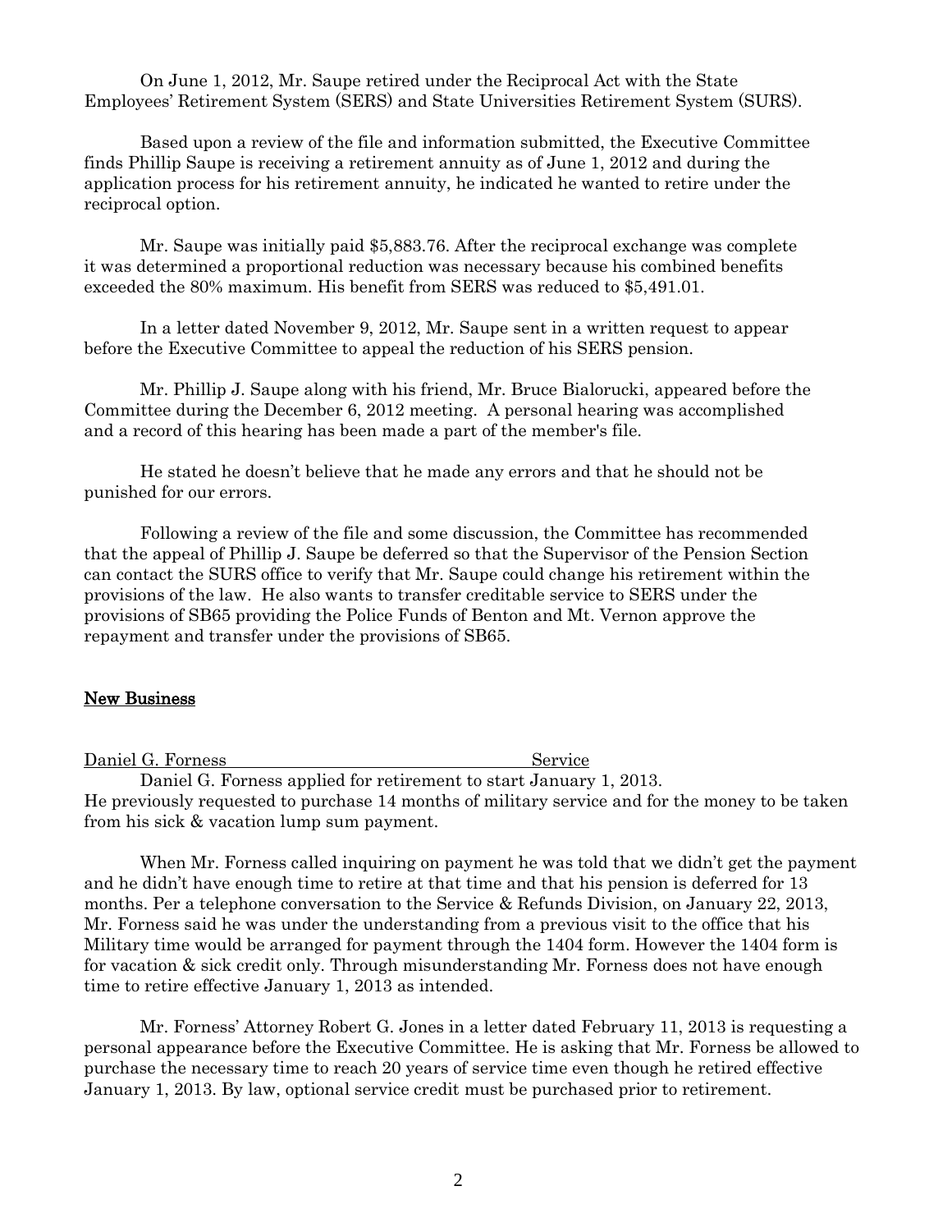On June 1, 2012, Mr. Saupe retired under the Reciprocal Act with the State Employees' Retirement System (SERS) and State Universities Retirement System (SURS).

Based upon a review of the file and information submitted, the Executive Committee finds Phillip Saupe is receiving a retirement annuity as of June 1, 2012 and during the application process for his retirement annuity, he indicated he wanted to retire under the reciprocal option.

Mr. Saupe was initially paid $5,883.76. After the reciprocal exchange was complete it was determined a proportional reduction was necessary because his combined benefits exceeded the 80% maximum. His benefit from SERS was reduced to $5,491.01.

In a letter dated November 9, 2012, Mr. Saupe sent in a written request to appear before the Executive Committee to appeal the reduction of his SERS pension.

Mr. Phillip J. Saupe along with his friend, Mr. Bruce Bialorucki, appeared before the Committee during the December 6, 2012 meeting. A personal hearing was accomplished and a record of this hearing has been made a part of the member's file.

He stated he doesn't believe that he made any errors and that he should not be punished for our errors.

Following a review of the file and some discussion, the Committee has recommended that the appeal of Phillip J. Saupe be deferred so that the Supervisor of the Pension Section can contact the SURS office to verify that Mr. Saupe could change his retirement within the provisions of the law. He also wants to transfer creditable service to SERS under the provisions of SB65 providing the Police Funds of Benton and Mt. Vernon approve the repayment and transfer under the provisions of SB65.

## New Business

Daniel G. Forness Service

Daniel G. Forness applied for retirement to start January 1, 2013. He previously requested to purchase 14 months of military service and for the money to be taken from his sick & vacation lump sum payment.

When Mr. Forness called inquiring on payment he was told that we didn't get the payment and he didn't have enough time to retire at that time and that his pension is deferred for 13 months. Per a telephone conversation to the Service & Refunds Division, on January 22, 2013, Mr. Forness said he was under the understanding from a previous visit to the office that his Military time would be arranged for payment through the 1404 form. However the 1404 form is for vacation & sick credit only. Through misunderstanding Mr. Forness does not have enough time to retire effective January 1, 2013 as intended.

Mr. Forness' Attorney Robert G. Jones in a letter dated February 11, 2013 is requesting a personal appearance before the Executive Committee. He is asking that Mr. Forness be allowed to purchase the necessary time to reach 20 years of service time even though he retired effective January 1, 2013. By law, optional service credit must be purchased prior to retirement.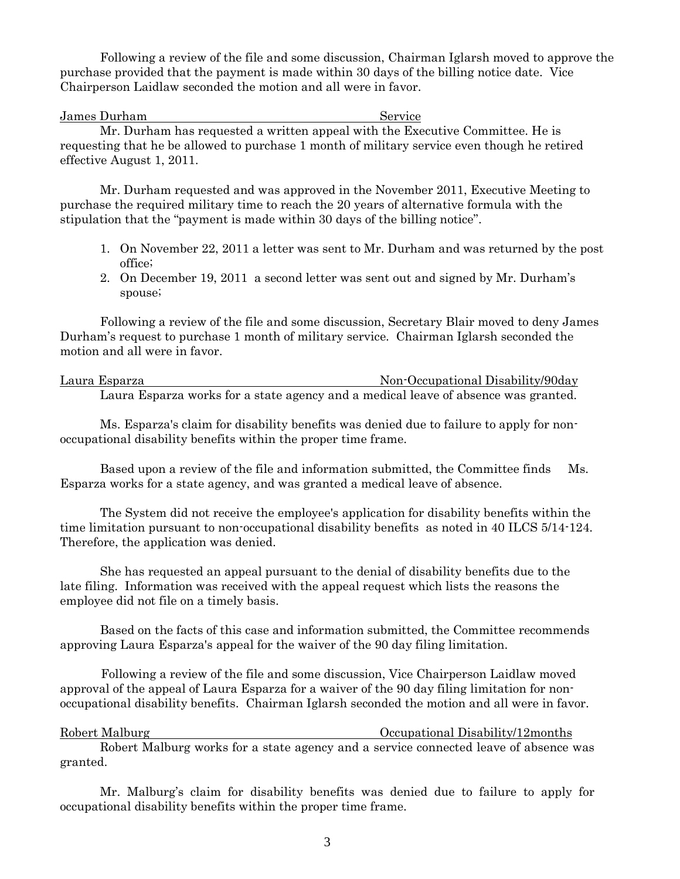Following a review of the file and some discussion, Chairman Iglarsh moved to approve the purchase provided that the payment is made within 30 days of the billing notice date. Vice Chairperson Laidlaw seconded the motion and all were in favor.

James Durham Service

Mr. Durham has requested a written appeal with the Executive Committee. He is requesting that he be allowed to purchase 1 month of military service even though he retired effective August 1, 2011.

Mr. Durham requested and was approved in the November 2011, Executive Meeting to purchase the required military time to reach the 20 years of alternative formula with the stipulation that the "payment is made within 30 days of the billing notice".

1. On November 22, 2011 a letter was sent to Mr. Durham and was returned by the post office;
2. On December 19, 2011 a second letter was sent out and signed by Mr. Durham's spouse;

Following a review of the file and some discussion, Secretary Blair moved to deny James Durham's request to purchase 1 month of military service. Chairman Iglarsh seconded the motion and all were in favor.

Laura Esparza Non-Occupational Disability/90day

Laura Esparza works for a state agency and a medical leave of absence was granted.

Ms. Esparza's claim for disability benefits was denied due to failure to apply for non-occupational disability benefits within the proper time frame.

Based upon a review of the file and information submitted, the Committee finds Ms. Esparza works for a state agency, and was granted a medical leave of absence.

The System did not receive the employee's application for disability benefits within the time limitation pursuant to non-occupational disability benefits as noted in 40 ILCS 5/14-124. Therefore, the application was denied.

She has requested an appeal pursuant to the denial of disability benefits due to the late filing. Information was received with the appeal request which lists the reasons the employee did not file on a timely basis.

Based on the facts of this case and information submitted, the Committee recommends approving Laura Esparza's appeal for the waiver of the 90 day filing limitation.

Following a review of the file and some discussion, Vice Chairperson Laidlaw moved approval of the appeal of Laura Esparza for a waiver of the 90 day filing limitation for non-occupational disability benefits. Chairman Iglarsh seconded the motion and all were in favor.

Robert Malburg Occupational Disability/12months

Robert Malburg works for a state agency and a service connected leave of absence was granted.

Mr. Malburg's claim for disability benefits was denied due to failure to apply for occupational disability benefits within the proper time frame.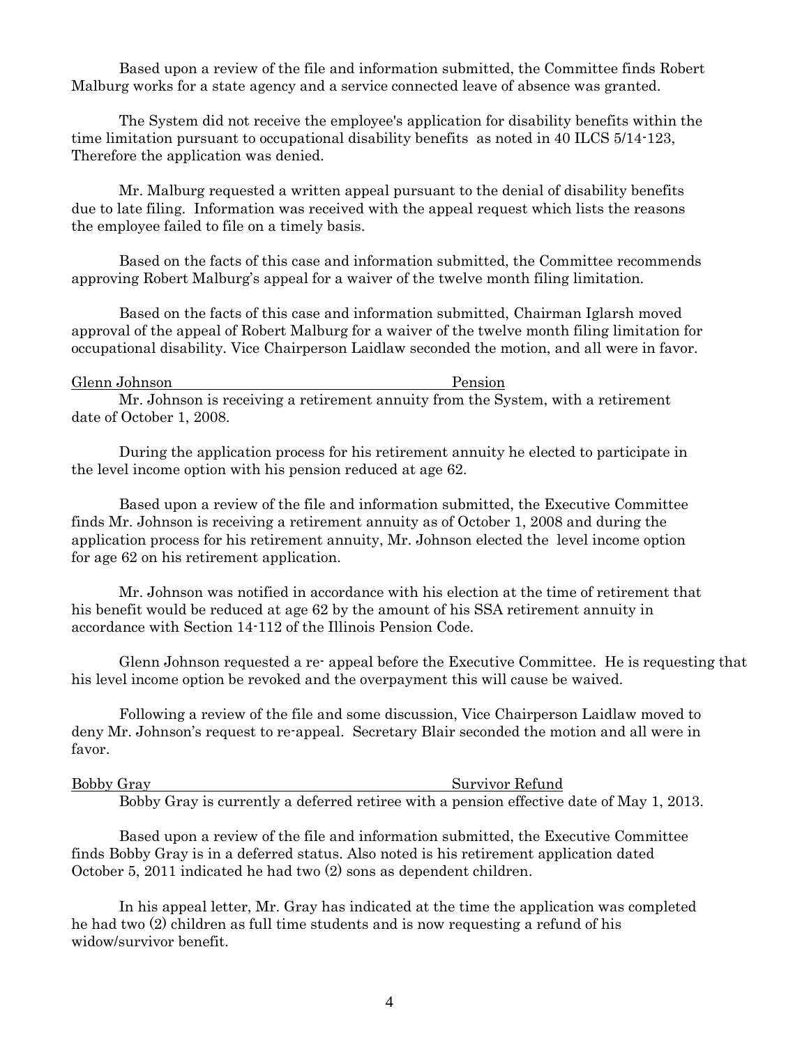Based upon a review of the file and information submitted, the Committee finds Robert Malburg works for a state agency and a service connected leave of absence was granted.

The System did not receive the employee's application for disability benefits within the time limitation pursuant to occupational disability benefits as noted in 40 ILCS 5/14-123, Therefore the application was denied.

Mr. Malburg requested a written appeal pursuant to the denial of disability benefits due to late filing. Information was received with the appeal request which lists the reasons the employee failed to file on a timely basis.

Based on the facts of this case and information submitted, the Committee recommends approving Robert Malburg's appeal for a waiver of the twelve month filing limitation.

Based on the facts of this case and information submitted, Chairman Iglarsh moved approval of the appeal of Robert Malburg for a waiver of the twelve month filing limitation for occupational disability. Vice Chairperson Laidlaw seconded the motion, and all were in favor.

Glenn Johnson — Pension

Mr. Johnson is receiving a retirement annuity from the System, with a retirement date of October 1, 2008.

During the application process for his retirement annuity he elected to participate in the level income option with his pension reduced at age 62.

Based upon a review of the file and information submitted, the Executive Committee finds Mr. Johnson is receiving a retirement annuity as of October 1, 2008 and during the application process for his retirement annuity, Mr. Johnson elected the level income option for age 62 on his retirement application.

Mr. Johnson was notified in accordance with his election at the time of retirement that his benefit would be reduced at age 62 by the amount of his SSA retirement annuity in accordance with Section 14-112 of the Illinois Pension Code.

Glenn Johnson requested a re- appeal before the Executive Committee. He is requesting that his level income option be revoked and the overpayment this will cause be waived.

Following a review of the file and some discussion, Vice Chairperson Laidlaw moved to deny Mr. Johnson's request to re-appeal. Secretary Blair seconded the motion and all were in favor.

Bobby Gray — Survivor Refund

Bobby Gray is currently a deferred retiree with a pension effective date of May 1, 2013.

Based upon a review of the file and information submitted, the Executive Committee finds Bobby Gray is in a deferred status. Also noted is his retirement application dated October 5, 2011 indicated he had two (2) sons as dependent children.

In his appeal letter, Mr. Gray has indicated at the time the application was completed he had two (2) children as full time students and is now requesting a refund of his widow/survivor benefit.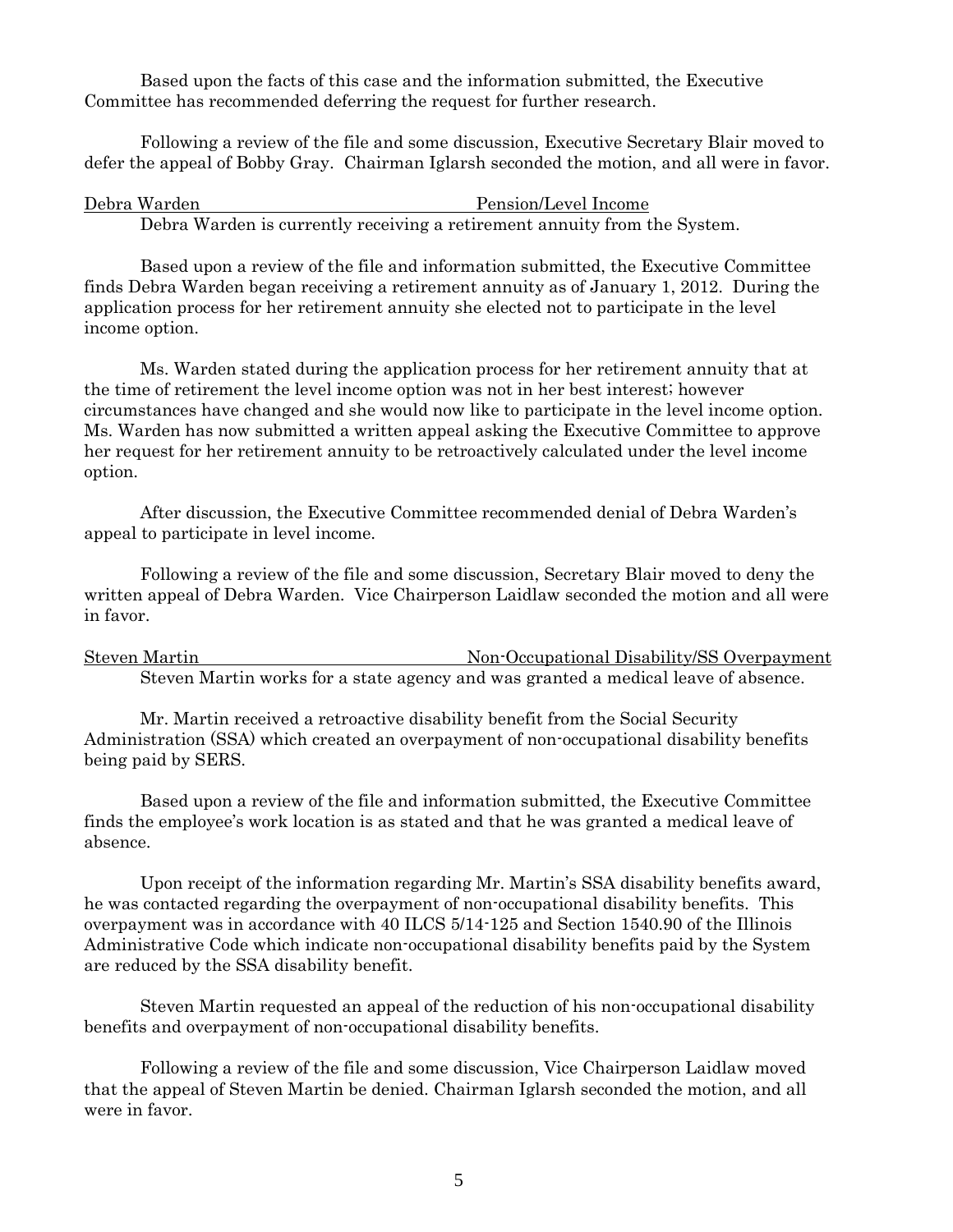Based upon the facts of this case and the information submitted, the Executive Committee has recommended deferring the request for further research.

Following a review of the file and some discussion, Executive Secretary Blair moved to defer the appeal of Bobby Gray. Chairman Iglarsh seconded the motion, and all were in favor.

Debra Warden — Pension/Level Income

Debra Warden is currently receiving a retirement annuity from the System.

Based upon a review of the file and information submitted, the Executive Committee finds Debra Warden began receiving a retirement annuity as of January 1, 2012. During the application process for her retirement annuity she elected not to participate in the level income option.

Ms. Warden stated during the application process for her retirement annuity that at the time of retirement the level income option was not in her best interest; however circumstances have changed and she would now like to participate in the level income option. Ms. Warden has now submitted a written appeal asking the Executive Committee to approve her request for her retirement annuity to be retroactively calculated under the level income option.

After discussion, the Executive Committee recommended denial of Debra Warden's appeal to participate in level income.

Following a review of the file and some discussion, Secretary Blair moved to deny the written appeal of Debra Warden. Vice Chairperson Laidlaw seconded the motion and all were in favor.

Steven Martin — Non-Occupational Disability/SS Overpayment

Steven Martin works for a state agency and was granted a medical leave of absence.

Mr. Martin received a retroactive disability benefit from the Social Security Administration (SSA) which created an overpayment of non-occupational disability benefits being paid by SERS.

Based upon a review of the file and information submitted, the Executive Committee finds the employee's work location is as stated and that he was granted a medical leave of absence.

Upon receipt of the information regarding Mr. Martin's SSA disability benefits award, he was contacted regarding the overpayment of non-occupational disability benefits. This overpayment was in accordance with 40 ILCS 5/14-125 and Section 1540.90 of the Illinois Administrative Code which indicate non-occupational disability benefits paid by the System are reduced by the SSA disability benefit.

Steven Martin requested an appeal of the reduction of his non-occupational disability benefits and overpayment of non-occupational disability benefits.

Following a review of the file and some discussion, Vice Chairperson Laidlaw moved that the appeal of Steven Martin be denied. Chairman Iglarsh seconded the motion, and all were in favor.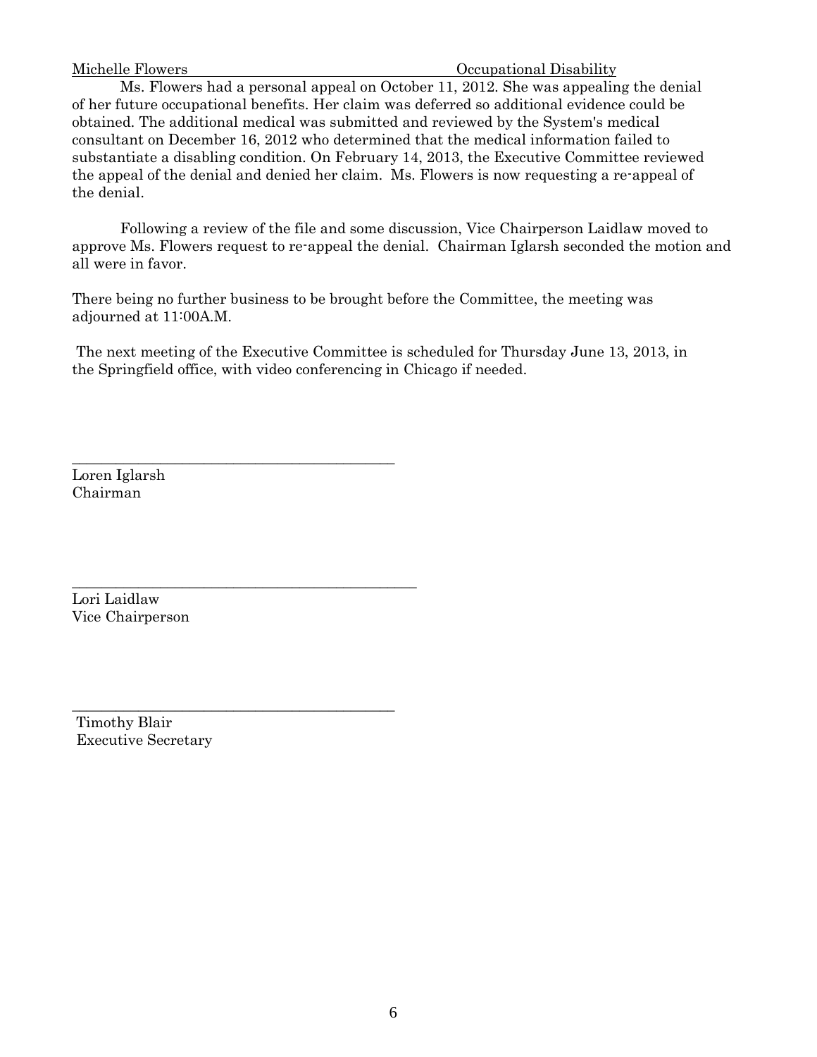<u>Michelle Flowers</u> <u>Occupational Disability</u>

Ms. Flowers had a personal appeal on October 11, 2012. She was appealing the denial of her future occupational benefits. Her claim was deferred so additional evidence could be obtained. The additional medical was submitted and reviewed by the System's medical consultant on December 16, 2012 who determined that the medical information failed to substantiate a disabling condition. On February 14, 2013, the Executive Committee reviewed the appeal of the denial and denied her claim. Ms. Flowers is now requesting a re-appeal of the denial.

Following a review of the file and some discussion, Vice Chairperson Laidlaw moved to approve Ms. Flowers request to re-appeal the denial. Chairman Iglarsh seconded the motion and all were in favor.

There being no further business to be brought before the Committee, the meeting was adjourned at 11:00A.M.

The next meeting of the Executive Committee is scheduled for Thursday June 13, 2013, in the Springfield office, with video conferencing in Chicago if needed.

\_\_\_\_\_\_\_\_\_\_\_\_\_\_\_\_\_\_\_\_\_\_\_\_\_\_\_\_\_\_\_\_\_\_\_\_\_\_\_\_\_\_\_\_

Loren Iglarsh
Chairman

\_\_\_\_\_\_\_\_\_\_\_\_\_\_\_\_\_\_\_\_\_\_\_\_\_\_\_\_\_\_\_\_\_\_\_\_\_\_\_\_\_\_\_\_

Lori Laidlaw
Vice Chairperson

\_\_\_\_\_\_\_\_\_\_\_\_\_\_\_\_\_\_\_\_\_\_\_\_\_\_\_\_\_\_\_\_\_\_\_\_\_\_\_\_\_\_\_\_

Timothy Blair
Executive Secretary